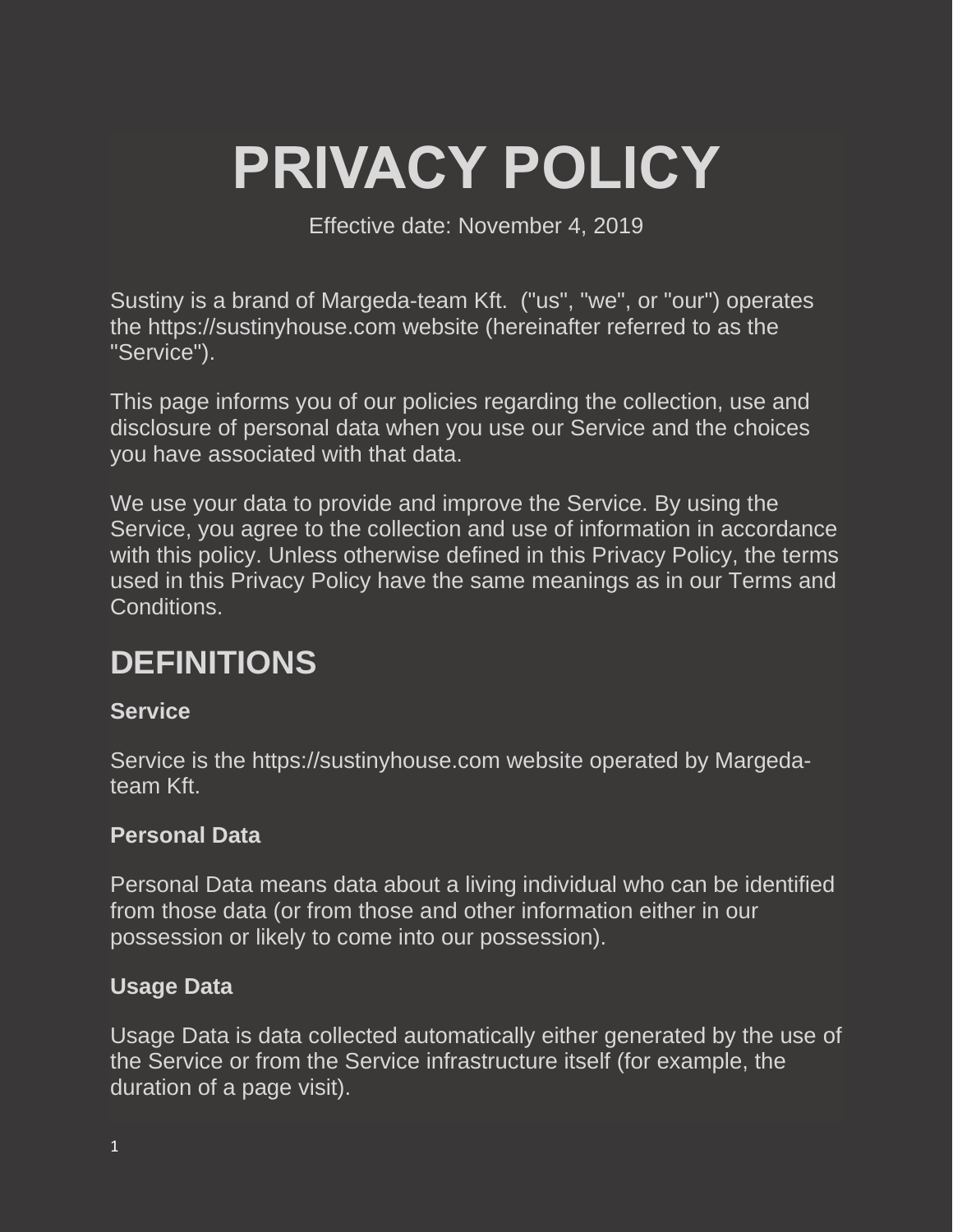# PRIVACY POLICY

Effective date: November 4, 2019

Sustiny is a brand of Margeda-team Kft.  ("us", "we", or "our") operates the https://sustinyhouse.com website (hereinafter referred to as the "Service").

This page informs you of our policies regarding the collection, use and disclosure of personal data when you use our Service and the choices you have associated with that data.

We use your data to provide and improve the Service. By using the Service, you agree to the collection and use of information in accordance with this policy. Unless otherwise defined in this Privacy Policy, the terms used in this Privacy Policy have the same meanings as in our Terms and Conditions.

## DEFINITIONS

### Service

Service is the https://sustinyhouse.com website operated by Margeda-team Kft.

### Personal Data

Personal Data means data about a living individual who can be identified from those data (or from those and other information either in our possession or likely to come into our possession).

### Usage Data

Usage Data is data collected automatically either generated by the use of the Service or from the Service infrastructure itself (for example, the duration of a page visit).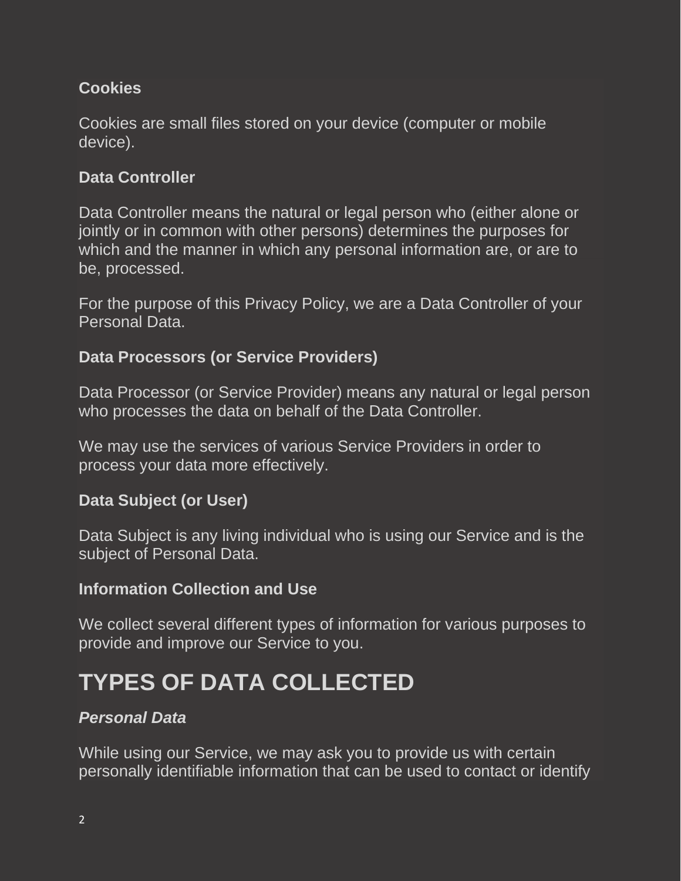**Cookies**

Cookies are small files stored on your device (computer or mobile device).

**Data Controller**

Data Controller means the natural or legal person who (either alone or jointly or in common with other persons) determines the purposes for which and the manner in which any personal information are, or are to be, processed.

For the purpose of this Privacy Policy, we are a Data Controller of your Personal Data.

**Data Processors (or Service Providers)**

Data Processor (or Service Provider) means any natural or legal person who processes the data on behalf of the Data Controller.

We may use the services of various Service Providers in order to process your data more effectively.

**Data Subject (or User)**

Data Subject is any living individual who is using our Service and is the subject of Personal Data.

**Information Collection and Use**

We collect several different types of information for various purposes to provide and improve our Service to you.

# TYPES OF DATA COLLECTED

***Personal Data***

While using our Service, we may ask you to provide us with certain personally identifiable information that can be used to contact or identify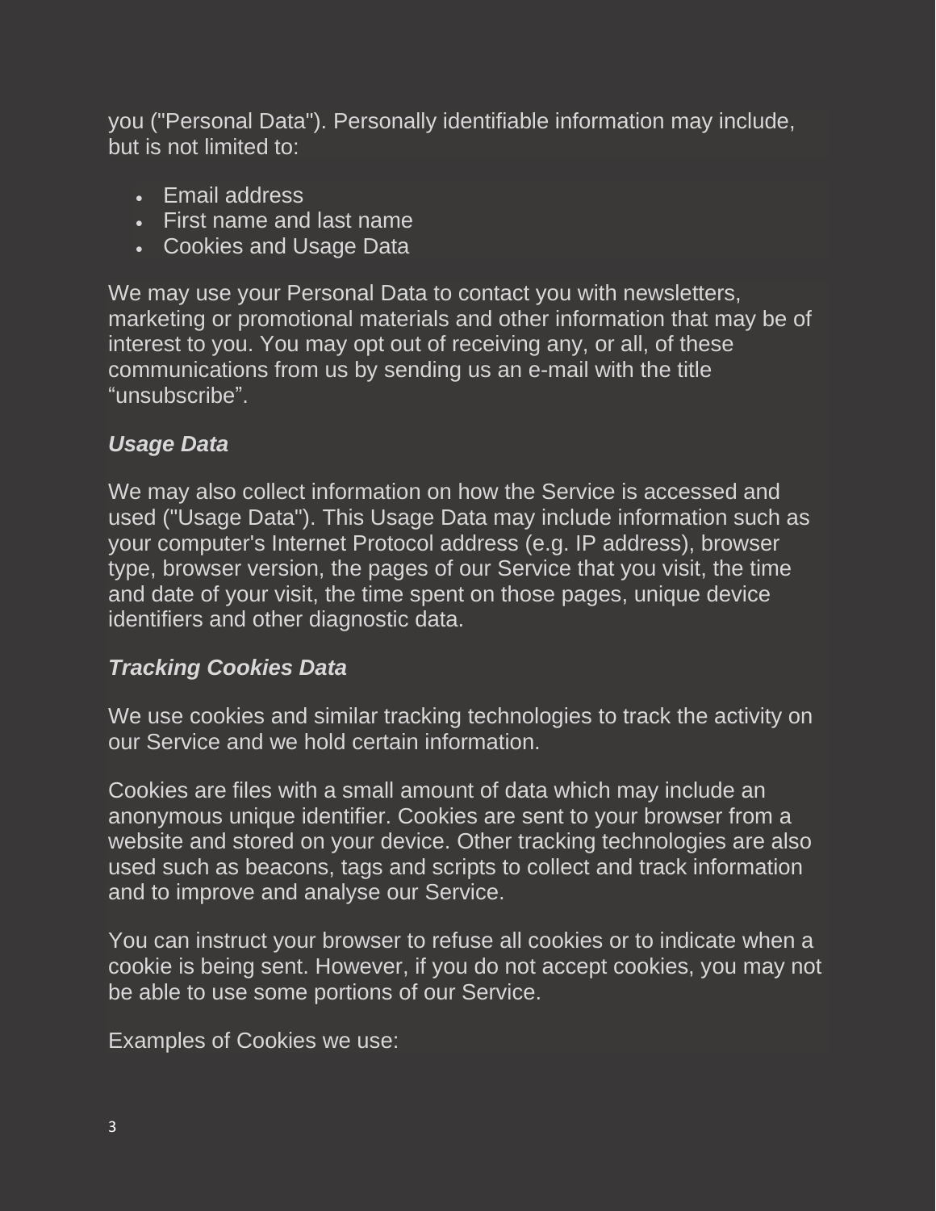you ("Personal Data"). Personally identifiable information may include, but is not limited to:

- Email address
- First name and last name
- Cookies and Usage Data

We may use your Personal Data to contact you with newsletters, marketing or promotional materials and other information that may be of interest to you. You may opt out of receiving any, or all, of these communications from us by sending us an e-mail with the title “unsubscribe”.

***Usage Data***

We may also collect information on how the Service is accessed and used ("Usage Data"). This Usage Data may include information such as your computer's Internet Protocol address (e.g. IP address), browser type, browser version, the pages of our Service that you visit, the time and date of your visit, the time spent on those pages, unique device identifiers and other diagnostic data.

***Tracking Cookies Data***

We use cookies and similar tracking technologies to track the activity on our Service and we hold certain information.

Cookies are files with a small amount of data which may include an anonymous unique identifier. Cookies are sent to your browser from a website and stored on your device. Other tracking technologies are also used such as beacons, tags and scripts to collect and track information and to improve and analyse our Service.

You can instruct your browser to refuse all cookies or to indicate when a cookie is being sent. However, if you do not accept cookies, you may not be able to use some portions of our Service.

Examples of Cookies we use: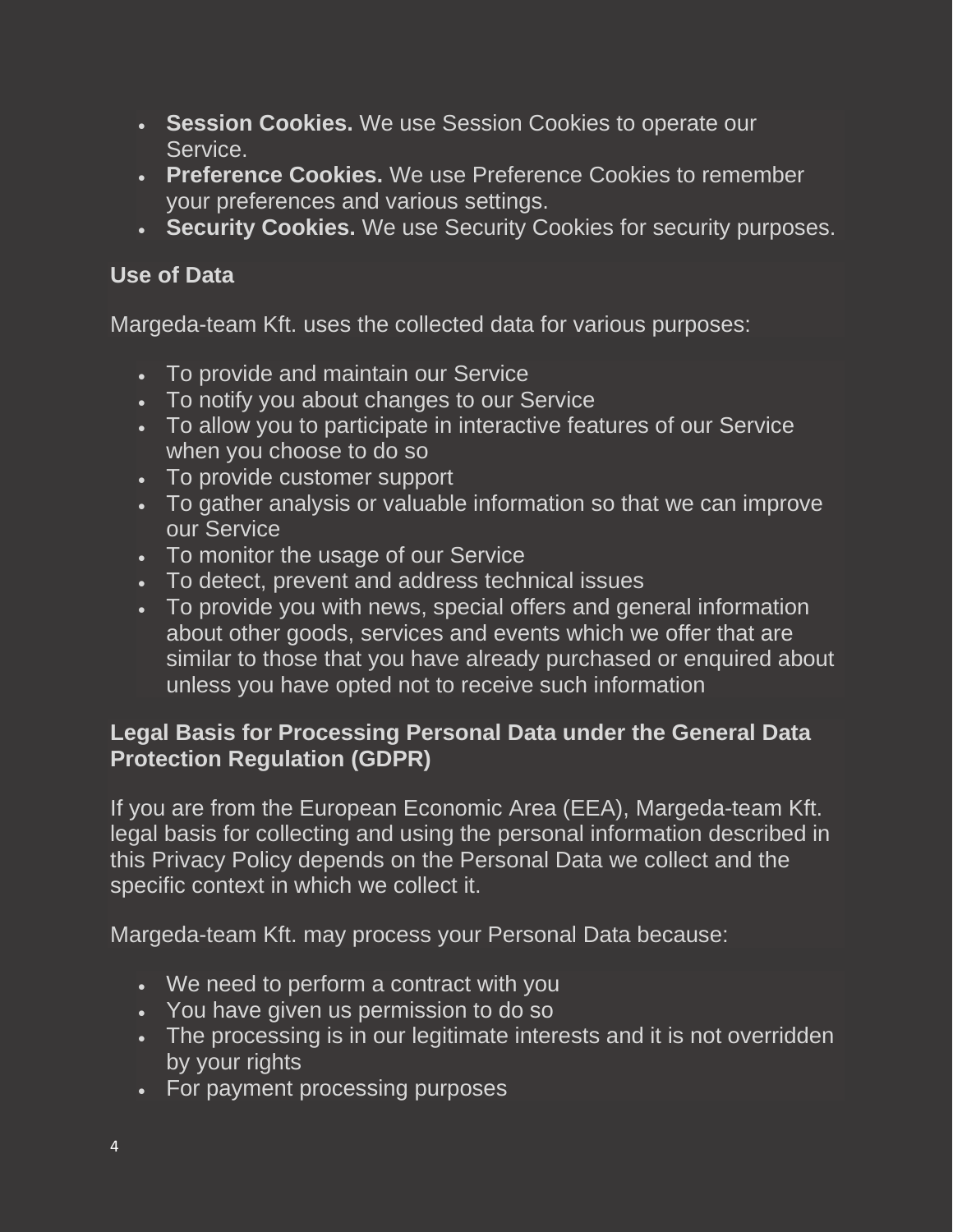- **Session Cookies.** We use Session Cookies to operate our Service.
- **Preference Cookies.** We use Preference Cookies to remember your preferences and various settings.
- **Security Cookies.** We use Security Cookies for security purposes.

### Use of Data

Margeda-team Kft. uses the collected data for various purposes:

- To provide and maintain our Service
- To notify you about changes to our Service
- To allow you to participate in interactive features of our Service when you choose to do so
- To provide customer support
- To gather analysis or valuable information so that we can improve our Service
- To monitor the usage of our Service
- To detect, prevent and address technical issues
- To provide you with news, special offers and general information about other goods, services and events which we offer that are similar to those that you have already purchased or enquired about unless you have opted not to receive such information

### Legal Basis for Processing Personal Data under the General Data Protection Regulation (GDPR)

If you are from the European Economic Area (EEA), Margeda-team Kft. legal basis for collecting and using the personal information described in this Privacy Policy depends on the Personal Data we collect and the specific context in which we collect it.

Margeda-team Kft. may process your Personal Data because:

- We need to perform a contract with you
- You have given us permission to do so
- The processing is in our legitimate interests and it is not overridden by your rights
- For payment processing purposes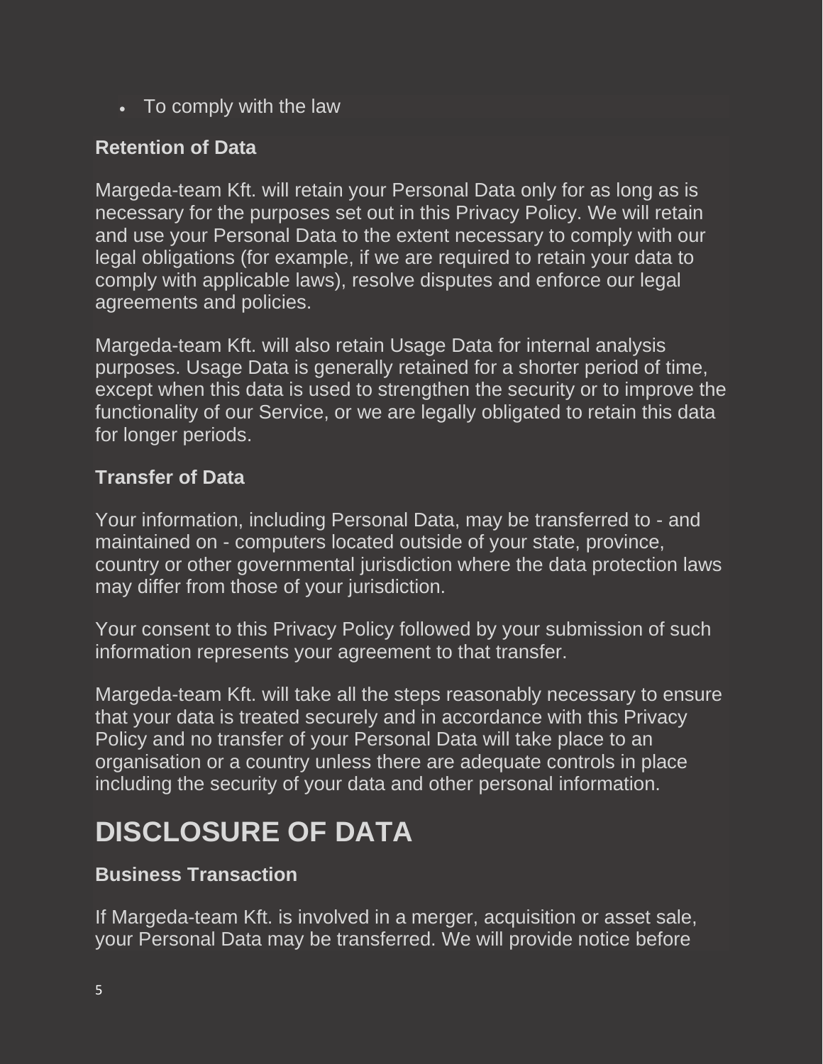- To comply with the law

**Retention of Data**

Margeda-team Kft. will retain your Personal Data only for as long as is necessary for the purposes set out in this Privacy Policy. We will retain and use your Personal Data to the extent necessary to comply with our legal obligations (for example, if we are required to retain your data to comply with applicable laws), resolve disputes and enforce our legal agreements and policies.

Margeda-team Kft. will also retain Usage Data for internal analysis purposes. Usage Data is generally retained for a shorter period of time, except when this data is used to strengthen the security or to improve the functionality of our Service, or we are legally obligated to retain this data for longer periods.

**Transfer of Data**

Your information, including Personal Data, may be transferred to - and maintained on - computers located outside of your state, province, country or other governmental jurisdiction where the data protection laws may differ from those of your jurisdiction.

Your consent to this Privacy Policy followed by your submission of such information represents your agreement to that transfer.

Margeda-team Kft. will take all the steps reasonably necessary to ensure that your data is treated securely and in accordance with this Privacy Policy and no transfer of your Personal Data will take place to an organisation or a country unless there are adequate controls in place including the security of your data and other personal information.

# DISCLOSURE OF DATA

**Business Transaction**

If Margeda-team Kft. is involved in a merger, acquisition or asset sale, your Personal Data may be transferred. We will provide notice before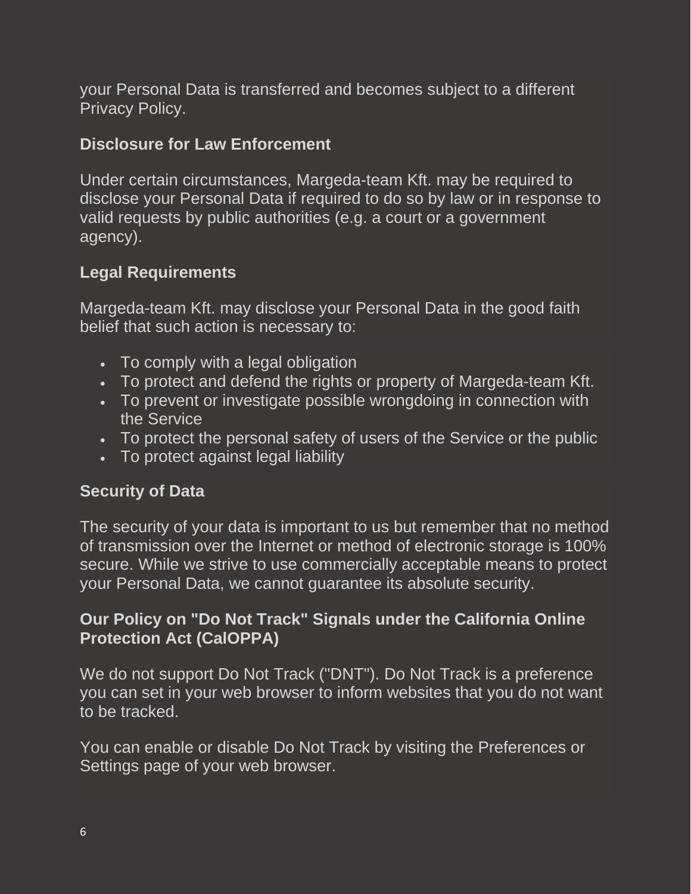your Personal Data is transferred and becomes subject to a different Privacy Policy.

**Disclosure for Law Enforcement**

Under certain circumstances, Margeda-team Kft. may be required to disclose your Personal Data if required to do so by law or in response to valid requests by public authorities (e.g. a court or a government agency).

**Legal Requirements**

Margeda-team Kft. may disclose your Personal Data in the good faith belief that such action is necessary to:

- To comply with a legal obligation
- To protect and defend the rights or property of Margeda-team Kft.
- To prevent or investigate possible wrongdoing in connection with the Service
- To protect the personal safety of users of the Service or the public
- To protect against legal liability

**Security of Data**

The security of your data is important to us but remember that no method of transmission over the Internet or method of electronic storage is 100% secure. While we strive to use commercially acceptable means to protect your Personal Data, we cannot guarantee its absolute security.

**Our Policy on "Do Not Track" Signals under the California Online Protection Act (CalOPPA)**

We do not support Do Not Track ("DNT"). Do Not Track is a preference you can set in your web browser to inform websites that you do not want to be tracked.

You can enable or disable Do Not Track by visiting the Preferences or Settings page of your web browser.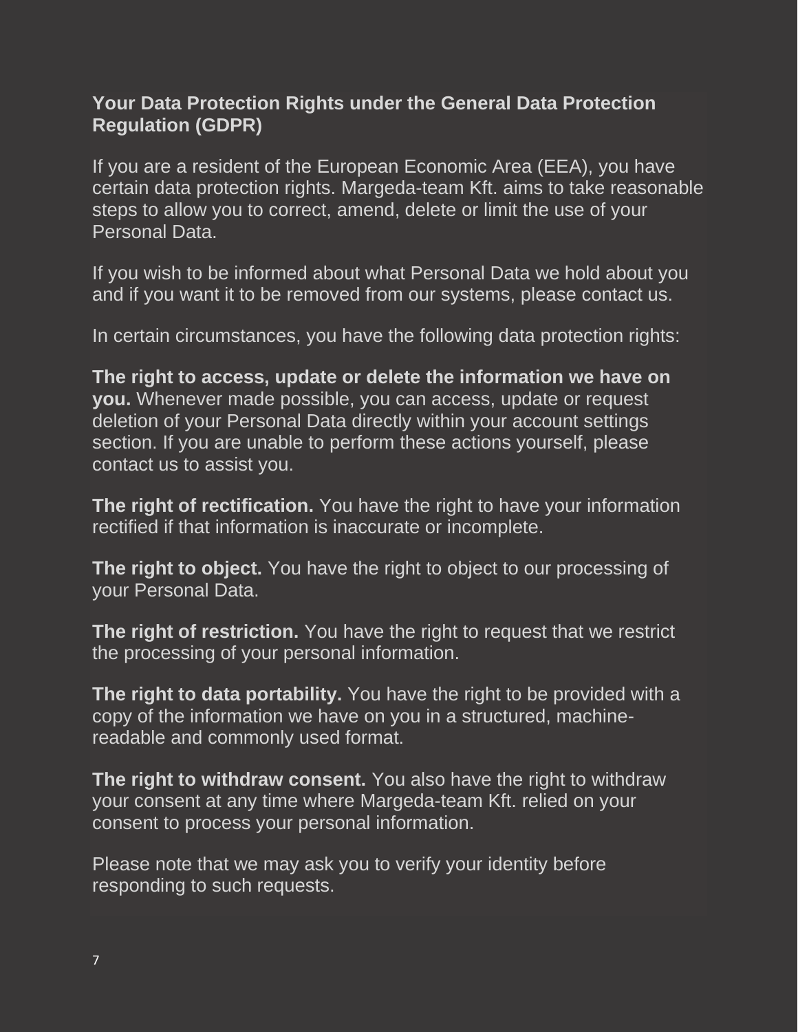**Your Data Protection Rights under the General Data Protection Regulation (GDPR)**

If you are a resident of the European Economic Area (EEA), you have certain data protection rights. Margeda-team Kft. aims to take reasonable steps to allow you to correct, amend, delete or limit the use of your Personal Data.

If you wish to be informed about what Personal Data we hold about you and if you want it to be removed from our systems, please contact us.

In certain circumstances, you have the following data protection rights:

**The right to access, update or delete the information we have on you.** Whenever made possible, you can access, update or request deletion of your Personal Data directly within your account settings section. If you are unable to perform these actions yourself, please contact us to assist you.

**The right of rectification.** You have the right to have your information rectified if that information is inaccurate or incomplete.

**The right to object.** You have the right to object to our processing of your Personal Data.

**The right of restriction.** You have the right to request that we restrict the processing of your personal information.

**The right to data portability.** You have the right to be provided with a copy of the information we have on you in a structured, machine-readable and commonly used format.

**The right to withdraw consent.** You also have the right to withdraw your consent at any time where Margeda-team Kft. relied on your consent to process your personal information.

Please note that we may ask you to verify your identity before responding to such requests.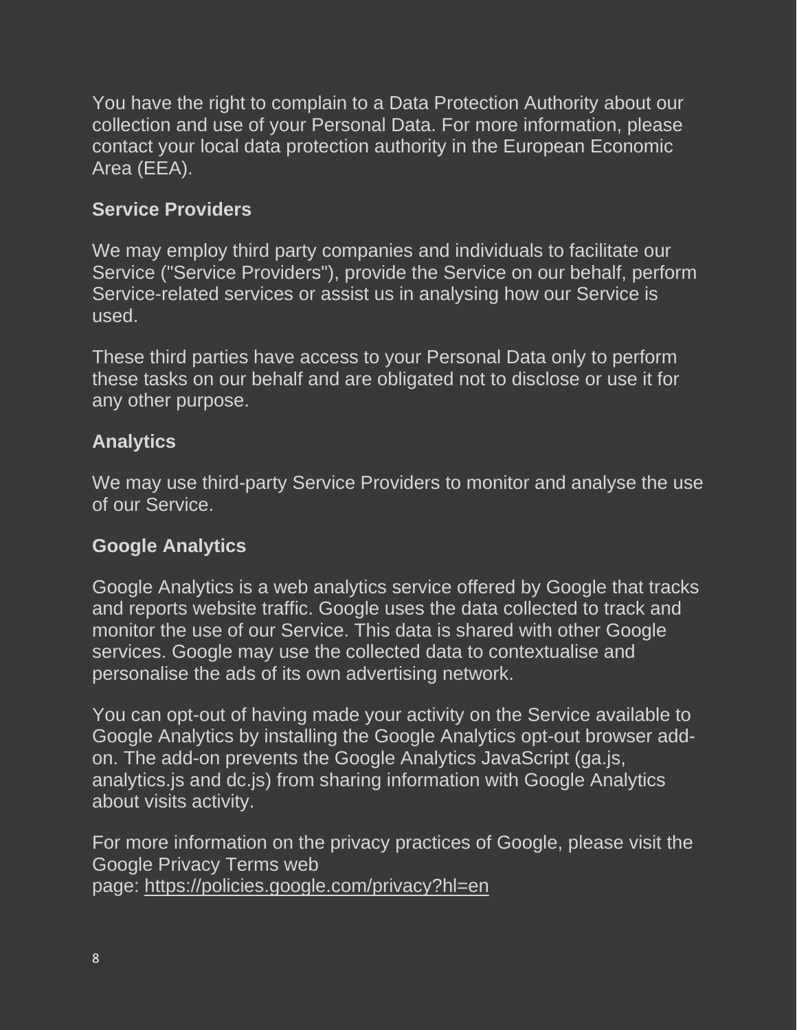You have the right to complain to a Data Protection Authority about our collection and use of your Personal Data. For more information, please contact your local data protection authority in the European Economic Area (EEA).

**Service Providers**

We may employ third party companies and individuals to facilitate our Service ("Service Providers"), provide the Service on our behalf, perform Service-related services or assist us in analysing how our Service is used.

These third parties have access to your Personal Data only to perform these tasks on our behalf and are obligated not to disclose or use it for any other purpose.

**Analytics**

We may use third-party Service Providers to monitor and analyse the use of our Service.

**Google Analytics**

Google Analytics is a web analytics service offered by Google that tracks and reports website traffic. Google uses the data collected to track and monitor the use of our Service. This data is shared with other Google services. Google may use the collected data to contextualise and personalise the ads of its own advertising network.

You can opt-out of having made your activity on the Service available to Google Analytics by installing the Google Analytics opt-out browser add-on. The add-on prevents the Google Analytics JavaScript (ga.js, analytics.js and dc.js) from sharing information with Google Analytics about visits activity.

For more information on the privacy practices of Google, please visit the Google Privacy Terms web page: https://policies.google.com/privacy?hl=en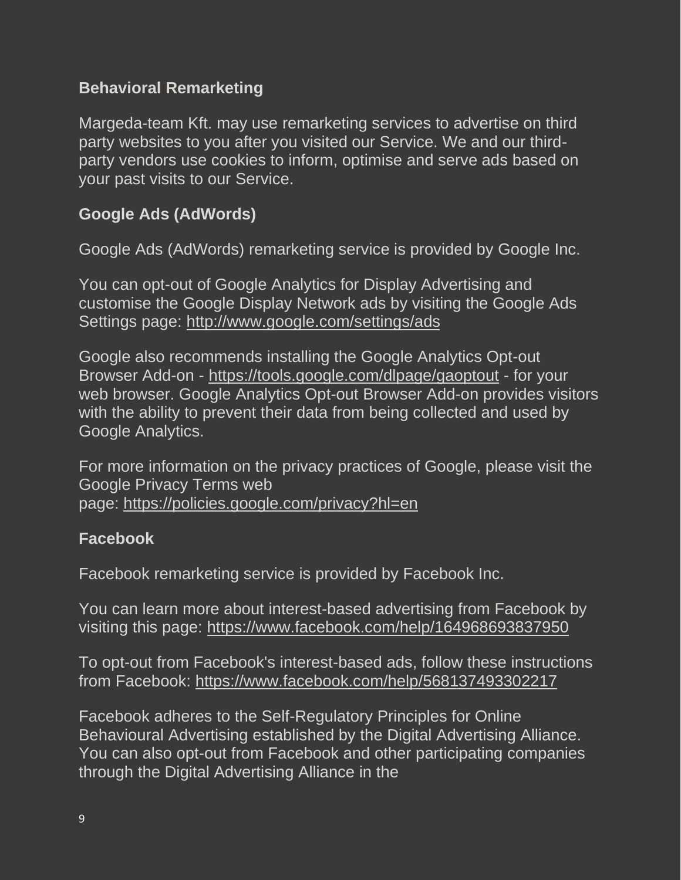**Behavioral Remarketing**

Margeda-team Kft. may use remarketing services to advertise on third party websites to you after you visited our Service. We and our third-party vendors use cookies to inform, optimise and serve ads based on your past visits to our Service.

**Google Ads (AdWords)**

Google Ads (AdWords) remarketing service is provided by Google Inc.

You can opt-out of Google Analytics for Display Advertising and customise the Google Display Network ads by visiting the Google Ads Settings page: http://www.google.com/settings/ads

Google also recommends installing the Google Analytics Opt-out Browser Add-on - https://tools.google.com/dlpage/gaoptout - for your web browser. Google Analytics Opt-out Browser Add-on provides visitors with the ability to prevent their data from being collected and used by Google Analytics.

For more information on the privacy practices of Google, please visit the Google Privacy Terms web page: https://policies.google.com/privacy?hl=en

**Facebook**

Facebook remarketing service is provided by Facebook Inc.

You can learn more about interest-based advertising from Facebook by visiting this page: https://www.facebook.com/help/164968693837950

To opt-out from Facebook's interest-based ads, follow these instructions from Facebook: https://www.facebook.com/help/568137493302217

Facebook adheres to the Self-Regulatory Principles for Online Behavioural Advertising established by the Digital Advertising Alliance. You can also opt-out from Facebook and other participating companies through the Digital Advertising Alliance in the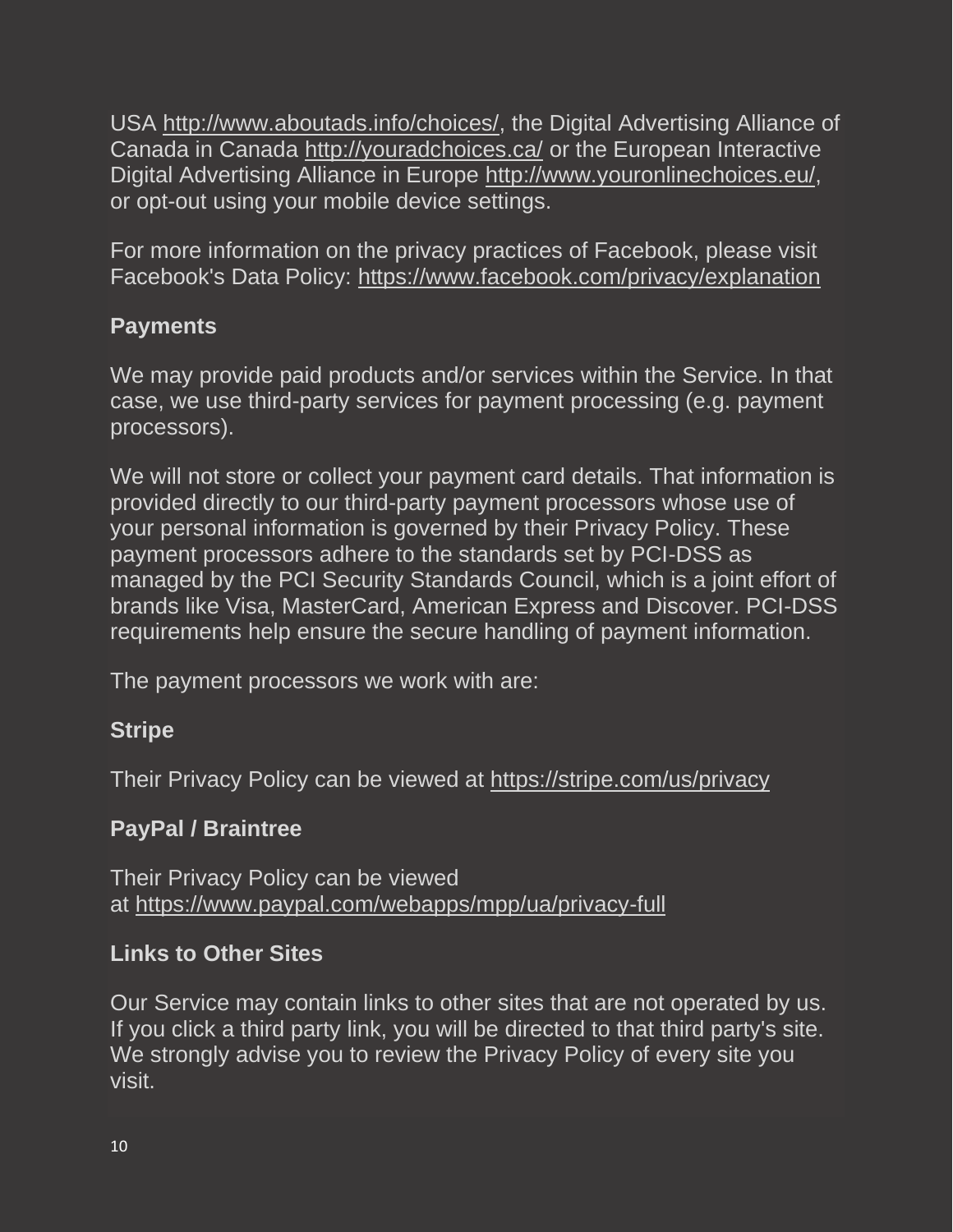USA http://www.aboutads.info/choices/, the Digital Advertising Alliance of Canada in Canada http://youradchoices.ca/ or the European Interactive Digital Advertising Alliance in Europe http://www.youronlinechoices.eu/, or opt-out using your mobile device settings.

For more information on the privacy practices of Facebook, please visit Facebook's Data Policy: https://www.facebook.com/privacy/explanation

### Payments

We may provide paid products and/or services within the Service. In that case, we use third-party services for payment processing (e.g. payment processors).

We will not store or collect your payment card details. That information is provided directly to our third-party payment processors whose use of your personal information is governed by their Privacy Policy. These payment processors adhere to the standards set by PCI-DSS as managed by the PCI Security Standards Council, which is a joint effort of brands like Visa, MasterCard, American Express and Discover. PCI-DSS requirements help ensure the secure handling of payment information.

The payment processors we work with are:

#### Stripe

Their Privacy Policy can be viewed at https://stripe.com/us/privacy

#### PayPal / Braintree

Their Privacy Policy can be viewed at https://www.paypal.com/webapps/mpp/ua/privacy-full

### Links to Other Sites

Our Service may contain links to other sites that are not operated by us. If you click a third party link, you will be directed to that third party's site. We strongly advise you to review the Privacy Policy of every site you visit.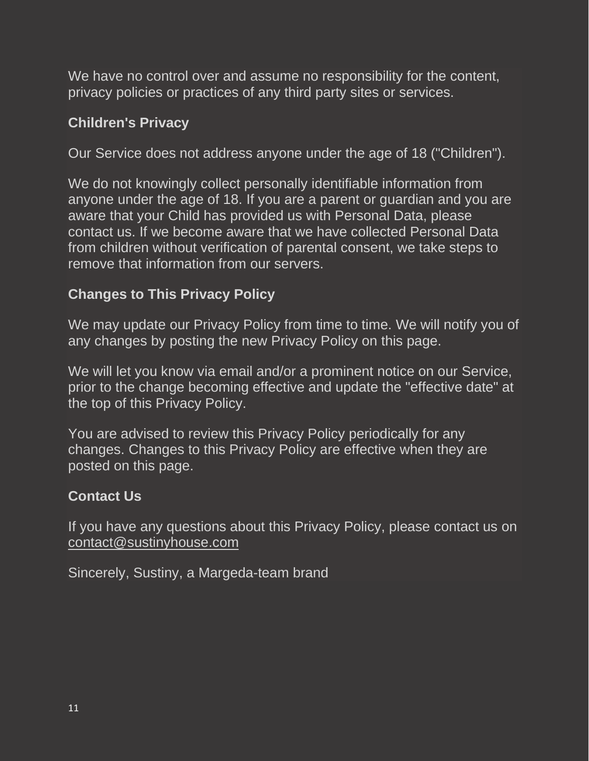We have no control over and assume no responsibility for the content, privacy policies or practices of any third party sites or services.

**Children's Privacy**

Our Service does not address anyone under the age of 18 ("Children").

We do not knowingly collect personally identifiable information from anyone under the age of 18. If you are a parent or guardian and you are aware that your Child has provided us with Personal Data, please contact us. If we become aware that we have collected Personal Data from children without verification of parental consent, we take steps to remove that information from our servers.

**Changes to This Privacy Policy**

We may update our Privacy Policy from time to time. We will notify you of any changes by posting the new Privacy Policy on this page.

We will let you know via email and/or a prominent notice on our Service, prior to the change becoming effective and update the "effective date" at the top of this Privacy Policy.

You are advised to review this Privacy Policy periodically for any changes. Changes to this Privacy Policy are effective when they are posted on this page.

**Contact Us**

If you have any questions about this Privacy Policy, please contact us on contact@sustinyhouse.com

Sincerely, Sustiny, a Margeda-team brand